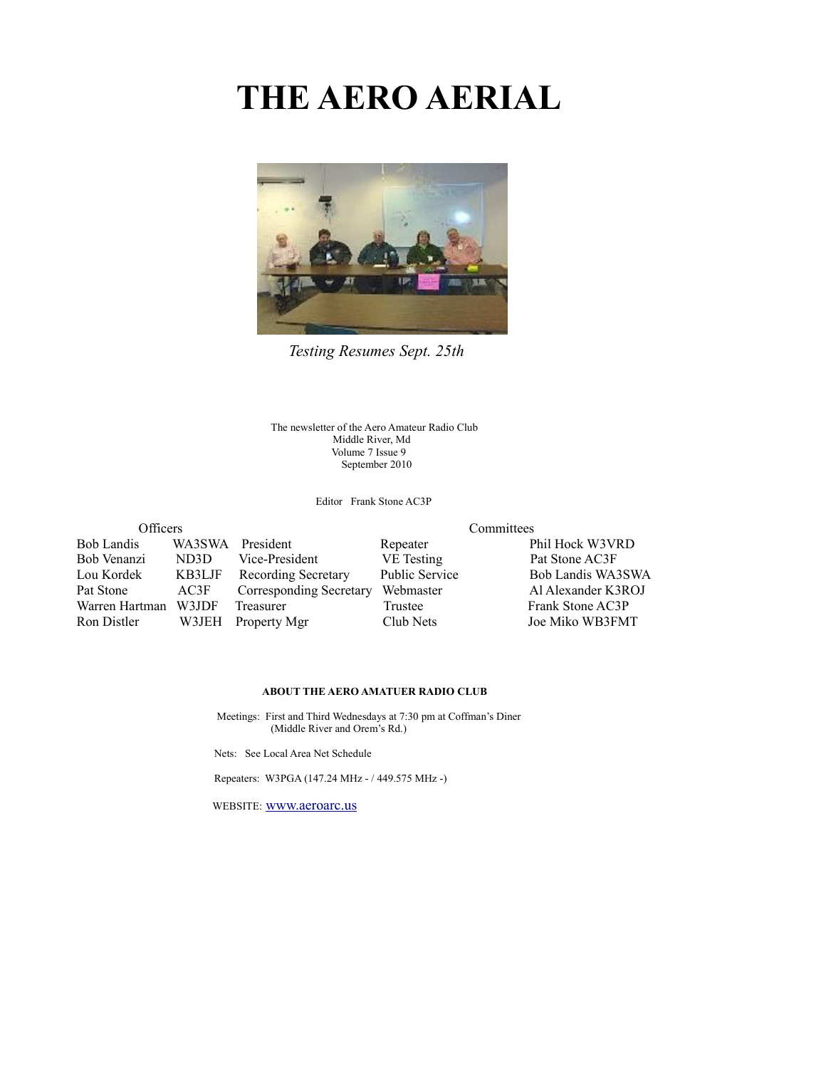# THE AERO AERIAL

*Testing Resumes Sept. 25th*

The newsletter of the Aero Amateur Radio Club
Middle River, Md
Volume 7 Issue 9
September 2010

Editor Frank Stone AC3P

| Officers | | | Committees | |
|---|---|---|---|---|
| Bob Landis | WA3SWA | President | Repeater | Phil Hock W3VRD |
| Bob Venanzi | ND3D | Vice-President | VE Testing | Pat Stone AC3F |
| Lou Kordek | KB3LJF | Recording Secretary | Public Service | Bob Landis WA3SWA |
| Pat Stone | AC3F | Corresponding Secretary | Webmaster | Al Alexander K3ROJ |
| Warren Hartman | W3JDF | Treasurer | Trustee | Frank Stone AC3P |
| Ron Distler | W3JEH | Property Mgr | Club Nets | Joe Miko WB3FMT |

**ABOUT THE AERO AMATUER RADIO CLUB**

Meetings: First and Third Wednesdays at 7:30 pm at Coffman's Diner
(Middle River and Orem's Rd.)

Nets: See Local Area Net Schedule

Repeaters: W3PGA (147.24 MHz - / 449.575 MHz -)

WEBSITE: www.aeroarc.us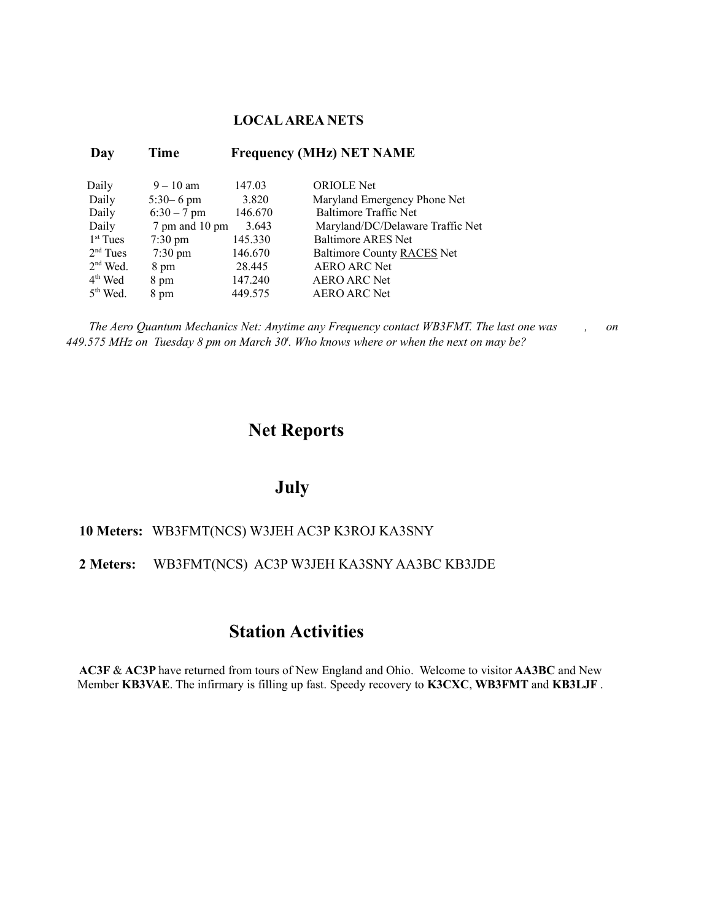## LOCAL AREA NETS

| Day | Time | Frequency (MHz) | NET NAME |
|---|---|---|---|
| Daily | 9 – 10 am | 147.03 | ORIOLE Net |
| Daily | 5:30– 6 pm | 3.820 | Maryland Emergency Phone Net |
| Daily | 6:30 – 7 pm | 146.670 | Baltimore Traffic Net |
| Daily | 7 pm and 10 pm | 3.643 | Maryland/DC/Delaware Traffic Net |
| 1st Tues | 7:30 pm | 145.330 | Baltimore ARES Net |
| 2nd Tues | 7:30 pm | 146.670 | Baltimore County RACES Net |
| 2nd Wed. | 8 pm | 28.445 | AERO ARC Net |
| 4th Wed | 8 pm | 147.240 | AERO ARC Net |
| 5th Wed. | 8 pm | 449.575 | AERO ARC Net |

*The Aero Quantum Mechanics Net: Anytime any Frequency contact WB3FMT. The last one was , on 449.575 MHz on Tuesday 8 pm on March 30t. Who knows where or when the next on may be?*

# Net Reports

## July

**10 Meters:** WB3FMT(NCS) W3JEH AC3P K3ROJ KA3SNY

**2 Meters:** WB3FMT(NCS) AC3P W3JEH KA3SNY AA3BC KB3JDE

# Station Activities

**AC3F** & **AC3P** have returned from tours of New England and Ohio. Welcome to visitor **AA3BC** and New Member **KB3VAE**. The infirmary is filling up fast. Speedy recovery to **K3CXC**, **WB3FMT** and **KB3LJF** .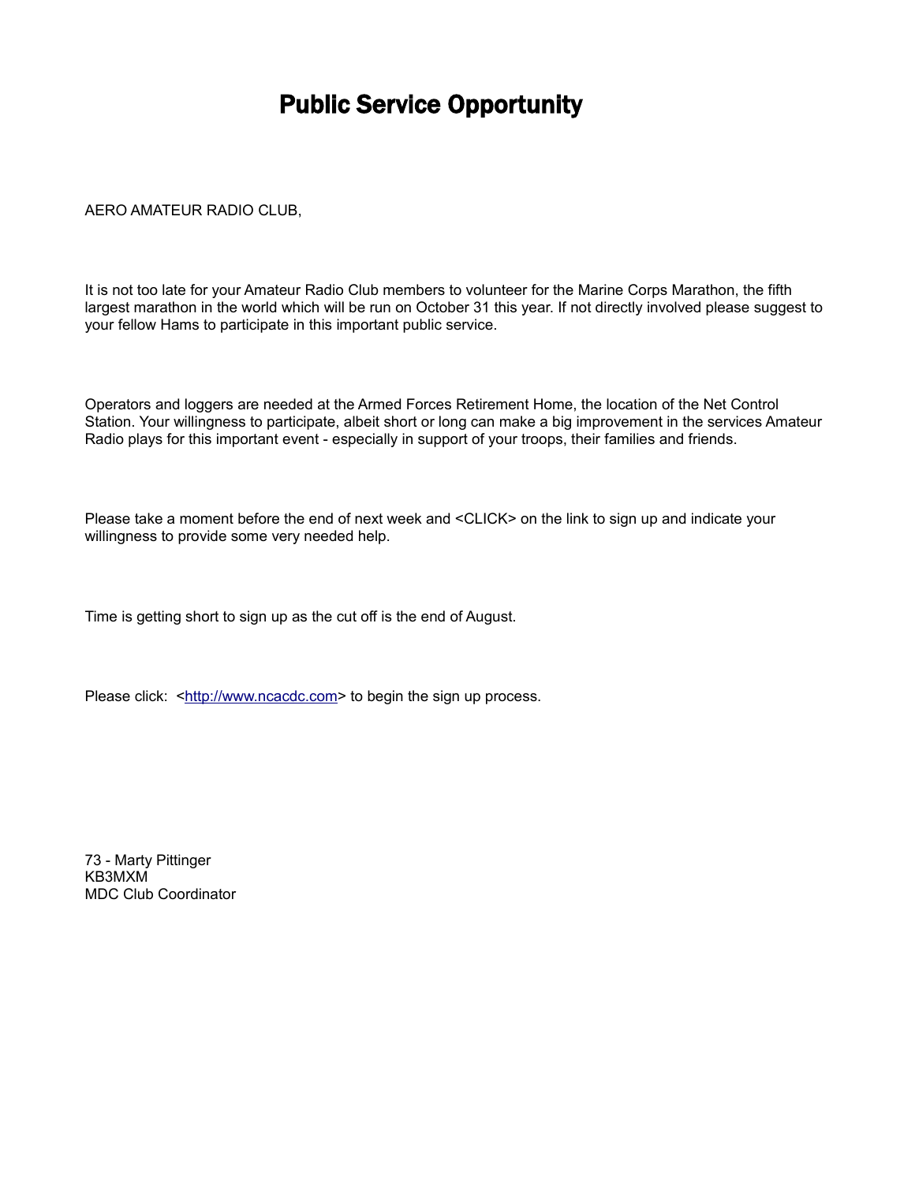# Public Service Opportunity

AERO AMATEUR RADIO CLUB,

It is not too late for your Amateur Radio Club members to volunteer for the Marine Corps Marathon, the fifth largest marathon in the world which will be run on October 31 this year. If not directly involved please suggest to your fellow Hams to participate in this important public service.

Operators and loggers are needed at the Armed Forces Retirement Home, the location of the Net Control Station. Your willingness to participate, albeit short or long can make a big improvement in the services Amateur Radio plays for this important event - especially in support of your troops, their families and friends.

Please take a moment before the end of next week and <CLICK> on the link to sign up and indicate your willingness to provide some very needed help.

Time is getting short to sign up as the cut off is the end of August.

Please click: <http://www.ncacdc.com> to begin the sign up process.

73 - Marty Pittinger
KB3MXM
MDC Club Coordinator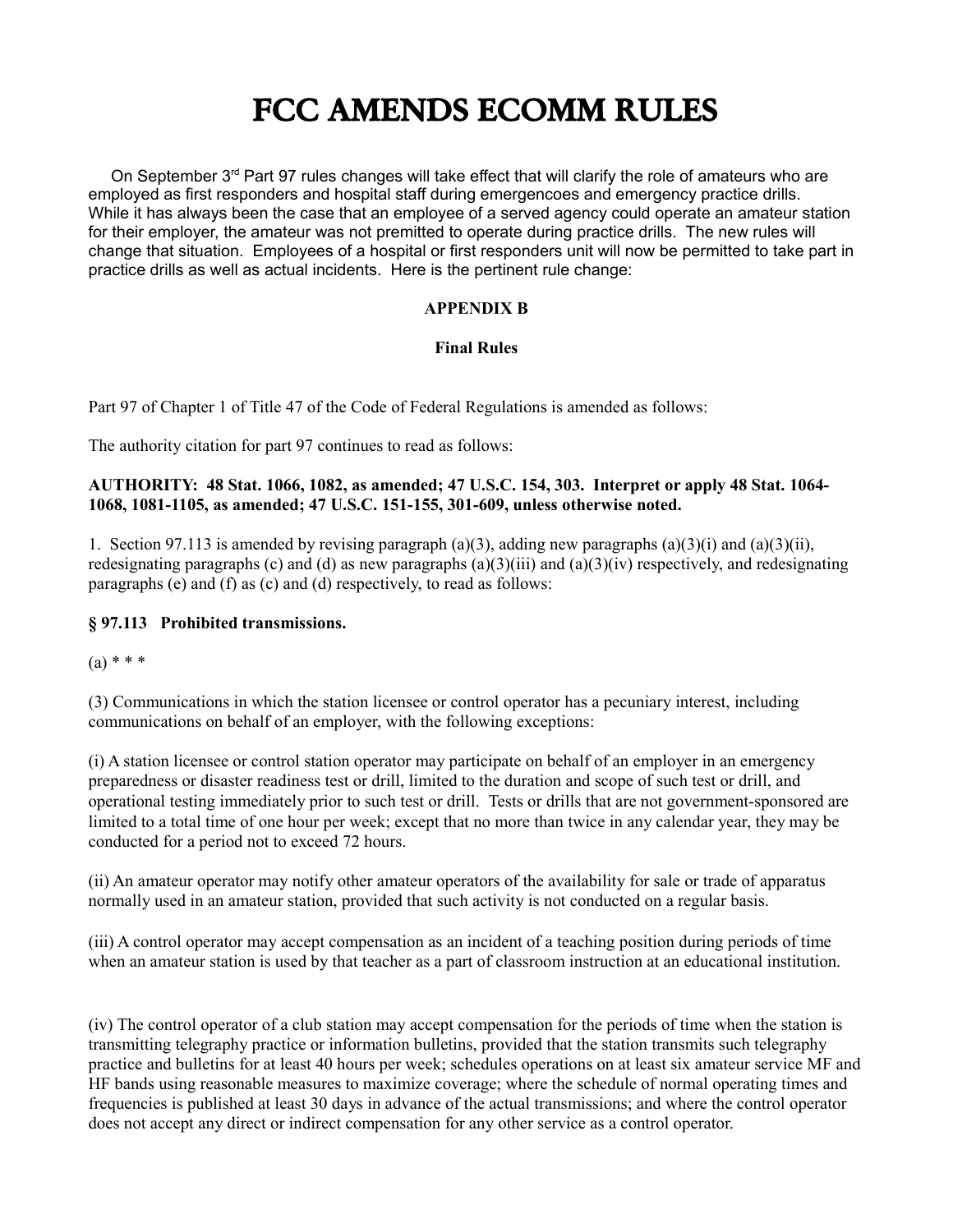# FCC AMENDS ECOMM RULES

On September 3rd Part 97 rules changes will take effect that will clarify the role of amateurs who are employed as first responders and hospital staff during emergencoes and emergency practice drills. While it has always been the case that an employee of a served agency could operate an amateur station for their employer, the amateur was not premitted to operate during practice drills. The new rules will change that situation. Employees of a hospital or first responders unit will now be permitted to take part in practice drills as well as actual incidents. Here is the pertinent rule change:

**APPENDIX B**

**Final Rules**

Part 97 of Chapter 1 of Title 47 of the Code of Federal Regulations is amended as follows:

The authority citation for part 97 continues to read as follows:

**AUTHORITY: 48 Stat. 1066, 1082, as amended; 47 U.S.C. 154, 303. Interpret or apply 48 Stat. 1064-1068, 1081-1105, as amended; 47 U.S.C. 151-155, 301-609, unless otherwise noted.**

1. Section 97.113 is amended by revising paragraph (a)(3), adding new paragraphs (a)(3)(i) and (a)(3)(ii), redesignating paragraphs (c) and (d) as new paragraphs (a)(3)(iii) and (a)(3)(iv) respectively, and redesignating paragraphs (e) and (f) as (c) and (d) respectively, to read as follows:

**§ 97.113 Prohibited transmissions.**

(a) * * *

(3) Communications in which the station licensee or control operator has a pecuniary interest, including communications on behalf of an employer, with the following exceptions:

(i) A station licensee or control station operator may participate on behalf of an employer in an emergency preparedness or disaster readiness test or drill, limited to the duration and scope of such test or drill, and operational testing immediately prior to such test or drill. Tests or drills that are not government-sponsored are limited to a total time of one hour per week; except that no more than twice in any calendar year, they may be conducted for a period not to exceed 72 hours.

(ii) An amateur operator may notify other amateur operators of the availability for sale or trade of apparatus normally used in an amateur station, provided that such activity is not conducted on a regular basis.

(iii) A control operator may accept compensation as an incident of a teaching position during periods of time when an amateur station is used by that teacher as a part of classroom instruction at an educational institution.

(iv) The control operator of a club station may accept compensation for the periods of time when the station is transmitting telegraphy practice or information bulletins, provided that the station transmits such telegraphy practice and bulletins for at least 40 hours per week; schedules operations on at least six amateur service MF and HF bands using reasonable measures to maximize coverage; where the schedule of normal operating times and frequencies is published at least 30 days in advance of the actual transmissions; and where the control operator does not accept any direct or indirect compensation for any other service as a control operator.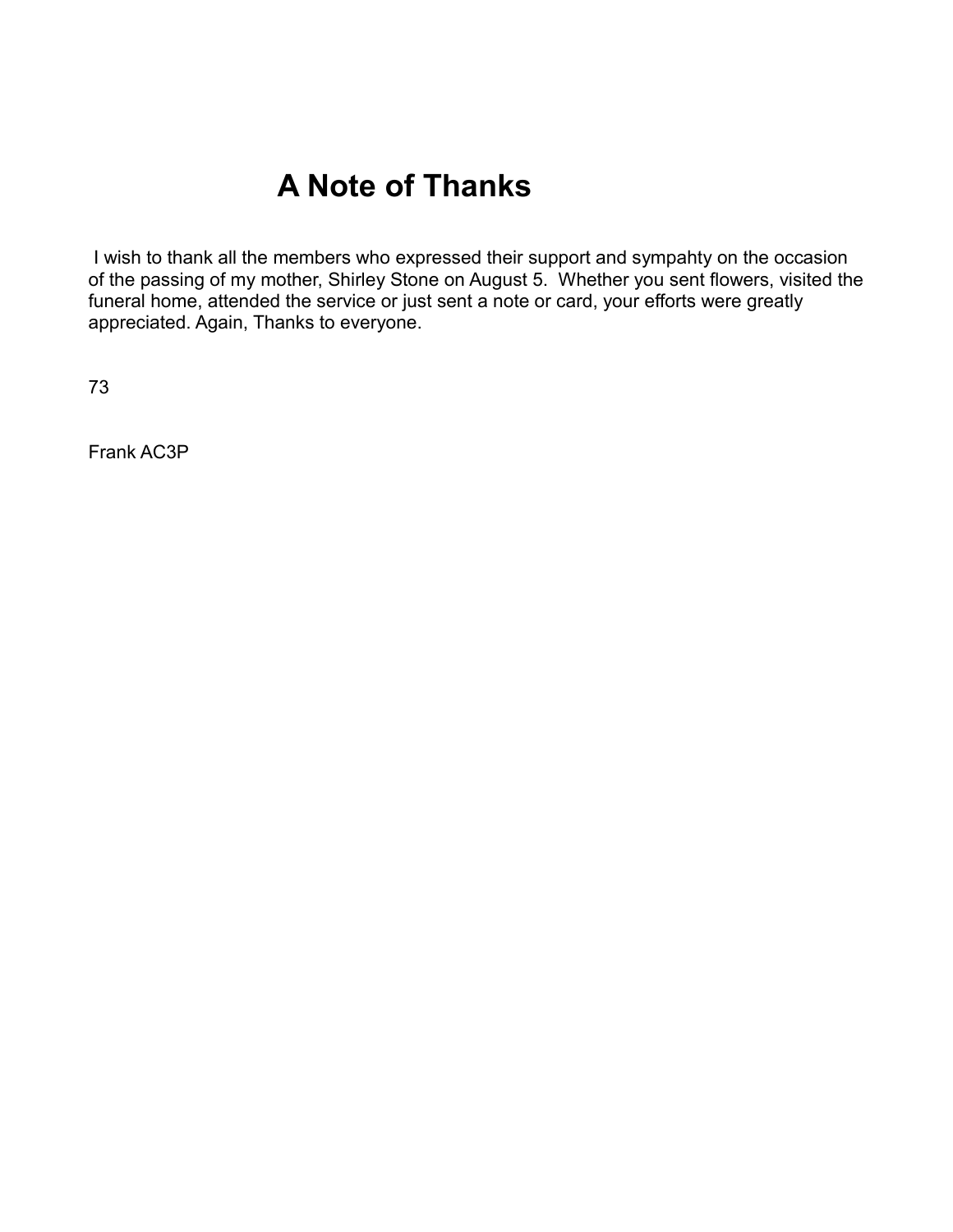# A Note of Thanks

I wish to thank all the members who expressed their support and sympahty on the occasion of the passing of my mother, Shirley Stone on August 5. Whether you sent flowers, visited the funeral home, attended the service or just sent a note or card, your efforts were greatly appreciated. Again, Thanks to everyone.

73

Frank AC3P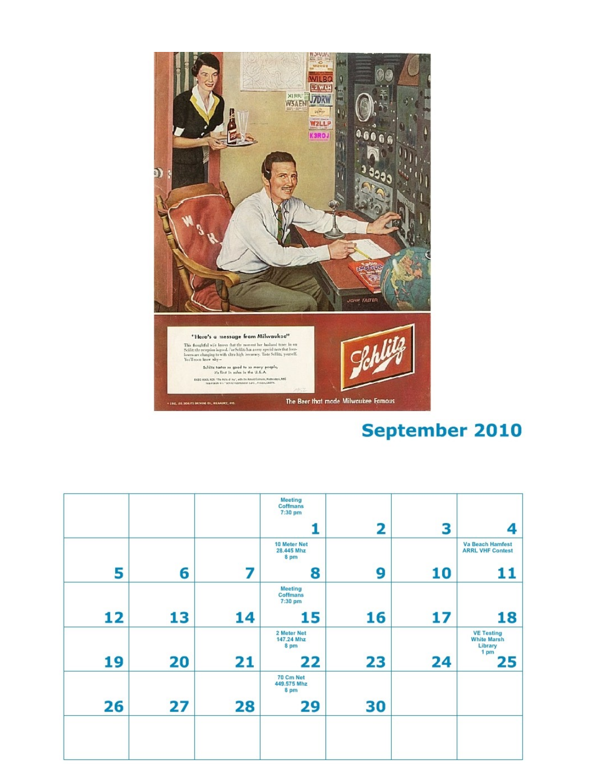## September 2010

| | | | | | | |
|---|---|---|---|---|---|---|
| | | | Meeting Coffmans 7:30 pm 1 | 2 | 3 | 4 |
| 5 | 6 | 7 | 10 Meter Net 28.445 Mhz 8 pm 8 | 9 | 10 | Va Beach Hamfest ARRL VHF Contest 11 |
| 12 | 13 | 14 | Meeting Coffmans 7:30 pm 15 | 16 | 17 | 18 |
| 19 | 20 | 21 | 2 Meter Net 147.24 Mhz 8 pm 22 | 23 | 24 | VE Testing White Marsh Library 1 pm 25 |
| 26 | 27 | 28 | 70 Cm Net 449.575 Mhz 8 pm 29 | 30 | | |
| | | | | | | |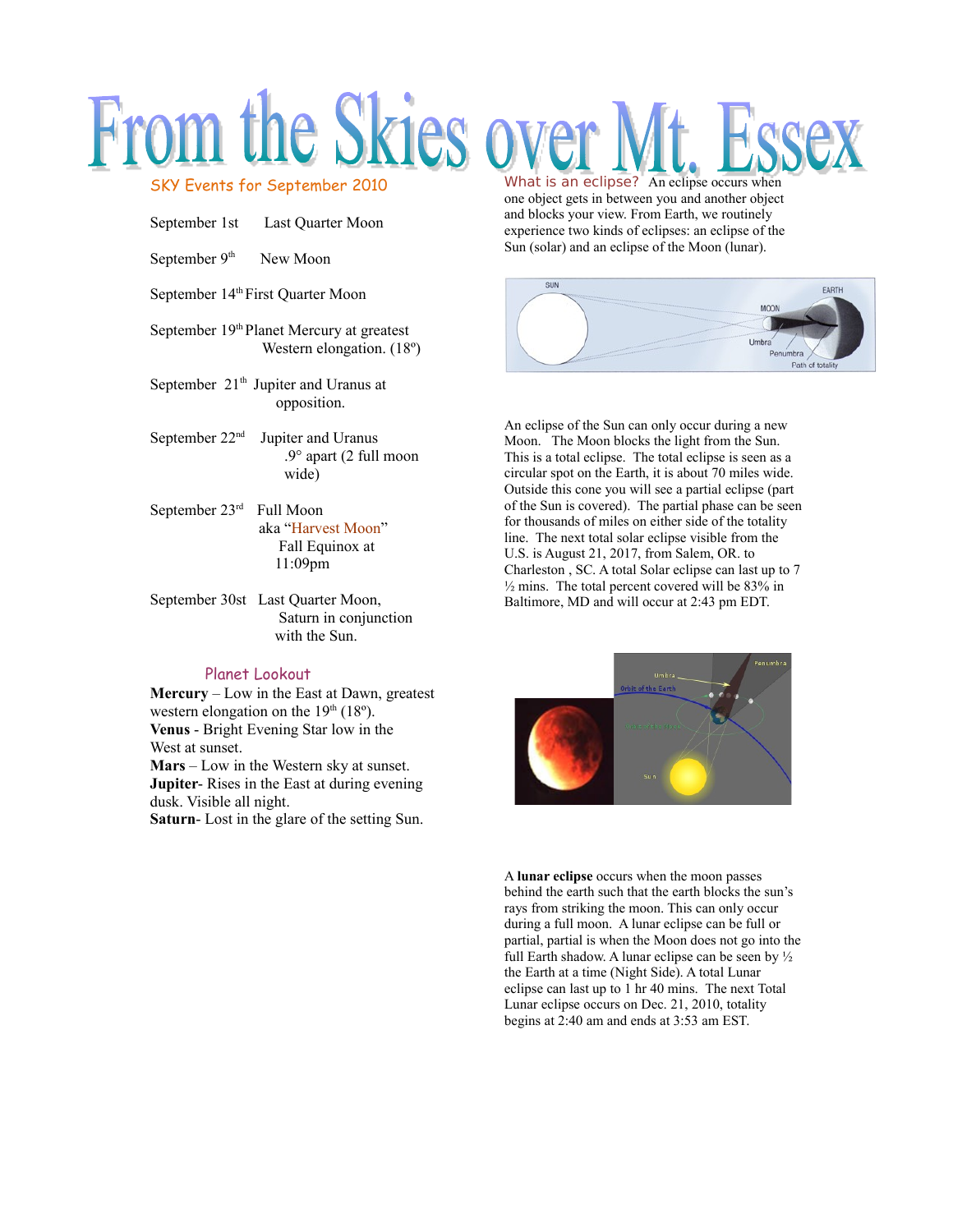# From the Skies over Mt. Essex

## SKY Events for September 2010

September 1st Last Quarter Moon

September 9th New Moon

September 14th First Quarter Moon

September 19th Planet Mercury at greatest Western elongation. (18º)

September 21st Jupiter and Uranus at opposition.

September 22nd Jupiter and Uranus .9° apart (2 full moon wide)

September 23rd Full Moon aka "Harvest Moon" Fall Equinox at 11:09pm

September 30st Last Quarter Moon, Saturn in conjunction with the Sun.

### Planet Lookout

**Mercury** – Low in the East at Dawn, greatest western elongation on the 19th (18º).
**Venus** - Bright Evening Star low in the West at sunset.
**Mars** – Low in the Western sky at sunset.
**Jupiter**- Rises in the East at during evening dusk. Visible all night.
**Saturn**- Lost in the glare of the setting Sun.

## What is an eclipse?

An eclipse occurs when one object gets in between you and another object and blocks your view. From Earth, we routinely experience two kinds of eclipses: an eclipse of the Sun (solar) and an eclipse of the Moon (lunar).

SUN
MOON
EARTH
Umbra
Penumbra
Path of totality

An eclipse of the Sun can only occur during a new Moon. The Moon blocks the light from the Sun. This is a total eclipse. The total eclipse is seen as a circular spot on the Earth, it is about 70 miles wide. Outside this cone you will see a partial eclipse (part of the Sun is covered). The partial phase can be seen for thousands of miles on either side of the totality line. The next total solar eclipse visible from the U.S. is August 21, 2017, from Salem, OR. to Charleston , SC. A total Solar eclipse can last up to 7 ½ mins. The total percent covered will be 83% in Baltimore, MD and will occur at 2:43 pm EDT.

Penumbra
Umbra
Orbit of the Earth
Sun

A **lunar eclipse** occurs when the moon passes behind the earth such that the earth blocks the sun's rays from striking the moon. This can only occur during a full moon. A lunar eclipse can be full or partial, partial is when the Moon does not go into the full Earth shadow. A lunar eclipse can be seen by ½ the Earth at a time (Night Side). A total Lunar eclipse can last up to 1 hr 40 mins. The next Total Lunar eclipse occurs on Dec. 21, 2010, totality begins at 2:40 am and ends at 3:53 am EST.